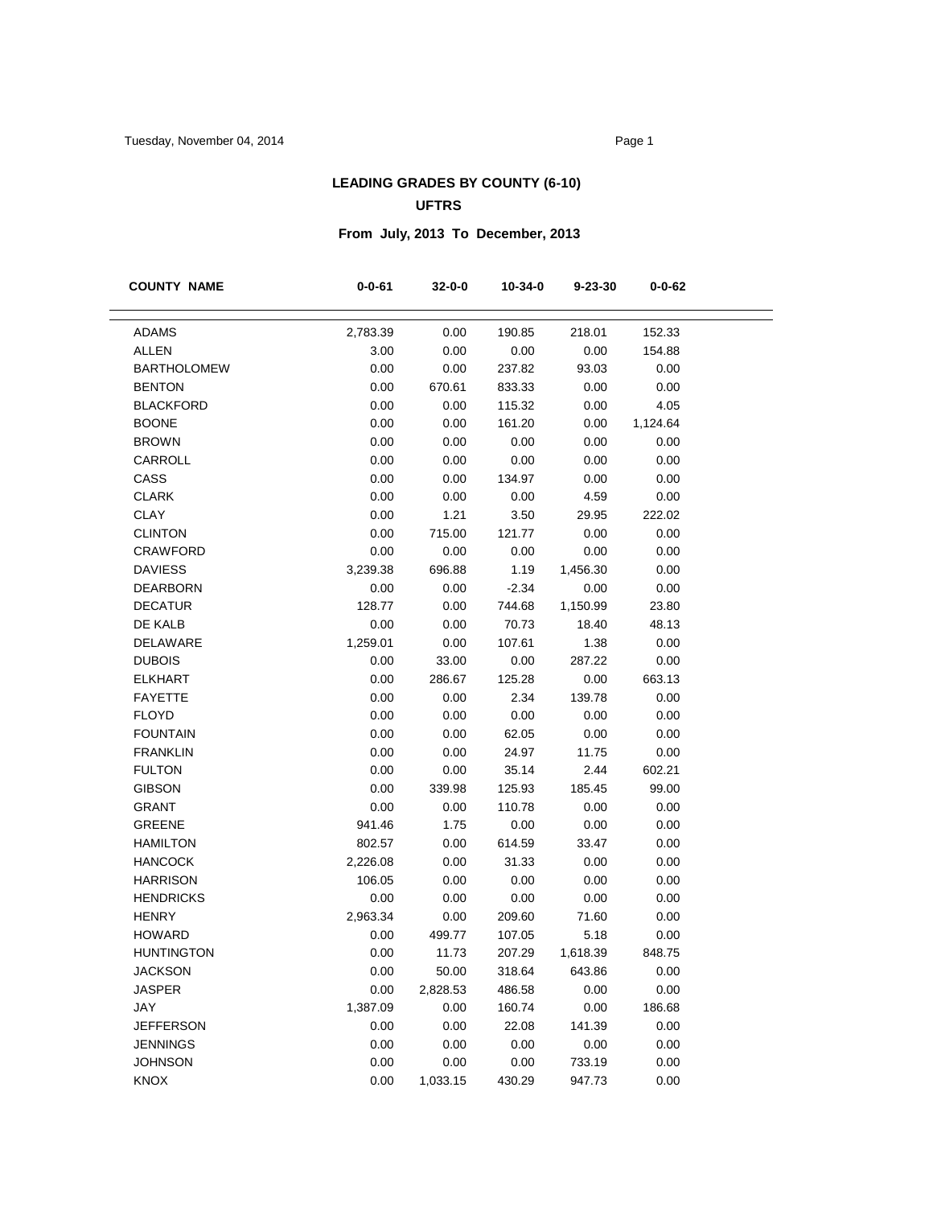## LEADING GRADES BY COUNTY (6-10)

### UFTRS

### From July, 2013 To December, 2013

| COUNTY NAME | 0-0-61 | 32-0-0 | 10-34-0 | 9-23-30 | 0-0-62 |
|---|---|---|---|---|---|
| ADAMS | 2,783.39 | 0.00 | 190.85 | 218.01 | 152.33 |
| ALLEN | 3.00 | 0.00 | 0.00 | 0.00 | 154.88 |
| BARTHOLOMEW | 0.00 | 0.00 | 237.82 | 93.03 | 0.00 |
| BENTON | 0.00 | 670.61 | 833.33 | 0.00 | 0.00 |
| BLACKFORD | 0.00 | 0.00 | 115.32 | 0.00 | 4.05 |
| BOONE | 0.00 | 0.00 | 161.20 | 0.00 | 1,124.64 |
| BROWN | 0.00 | 0.00 | 0.00 | 0.00 | 0.00 |
| CARROLL | 0.00 | 0.00 | 0.00 | 0.00 | 0.00 |
| CASS | 0.00 | 0.00 | 134.97 | 0.00 | 0.00 |
| CLARK | 0.00 | 0.00 | 0.00 | 4.59 | 0.00 |
| CLAY | 0.00 | 1.21 | 3.50 | 29.95 | 222.02 |
| CLINTON | 0.00 | 715.00 | 121.77 | 0.00 | 0.00 |
| CRAWFORD | 0.00 | 0.00 | 0.00 | 0.00 | 0.00 |
| DAVIESS | 3,239.38 | 696.88 | 1.19 | 1,456.30 | 0.00 |
| DEARBORN | 0.00 | 0.00 | -2.34 | 0.00 | 0.00 |
| DECATUR | 128.77 | 0.00 | 744.68 | 1,150.99 | 23.80 |
| DE KALB | 0.00 | 0.00 | 70.73 | 18.40 | 48.13 |
| DELAWARE | 1,259.01 | 0.00 | 107.61 | 1.38 | 0.00 |
| DUBOIS | 0.00 | 33.00 | 0.00 | 287.22 | 0.00 |
| ELKHART | 0.00 | 286.67 | 125.28 | 0.00 | 663.13 |
| FAYETTE | 0.00 | 0.00 | 2.34 | 139.78 | 0.00 |
| FLOYD | 0.00 | 0.00 | 0.00 | 0.00 | 0.00 |
| FOUNTAIN | 0.00 | 0.00 | 62.05 | 0.00 | 0.00 |
| FRANKLIN | 0.00 | 0.00 | 24.97 | 11.75 | 0.00 |
| FULTON | 0.00 | 0.00 | 35.14 | 2.44 | 602.21 |
| GIBSON | 0.00 | 339.98 | 125.93 | 185.45 | 99.00 |
| GRANT | 0.00 | 0.00 | 110.78 | 0.00 | 0.00 |
| GREENE | 941.46 | 1.75 | 0.00 | 0.00 | 0.00 |
| HAMILTON | 802.57 | 0.00 | 614.59 | 33.47 | 0.00 |
| HANCOCK | 2,226.08 | 0.00 | 31.33 | 0.00 | 0.00 |
| HARRISON | 106.05 | 0.00 | 0.00 | 0.00 | 0.00 |
| HENDRICKS | 0.00 | 0.00 | 0.00 | 0.00 | 0.00 |
| HENRY | 2,963.34 | 0.00 | 209.60 | 71.60 | 0.00 |
| HOWARD | 0.00 | 499.77 | 107.05 | 5.18 | 0.00 |
| HUNTINGTON | 0.00 | 11.73 | 207.29 | 1,618.39 | 848.75 |
| JACKSON | 0.00 | 50.00 | 318.64 | 643.86 | 0.00 |
| JASPER | 0.00 | 2,828.53 | 486.58 | 0.00 | 0.00 |
| JAY | 1,387.09 | 0.00 | 160.74 | 0.00 | 186.68 |
| JEFFERSON | 0.00 | 0.00 | 22.08 | 141.39 | 0.00 |
| JENNINGS | 0.00 | 0.00 | 0.00 | 0.00 | 0.00 |
| JOHNSON | 0.00 | 0.00 | 0.00 | 733.19 | 0.00 |
| KNOX | 0.00 | 1,033.15 | 430.29 | 947.73 | 0.00 |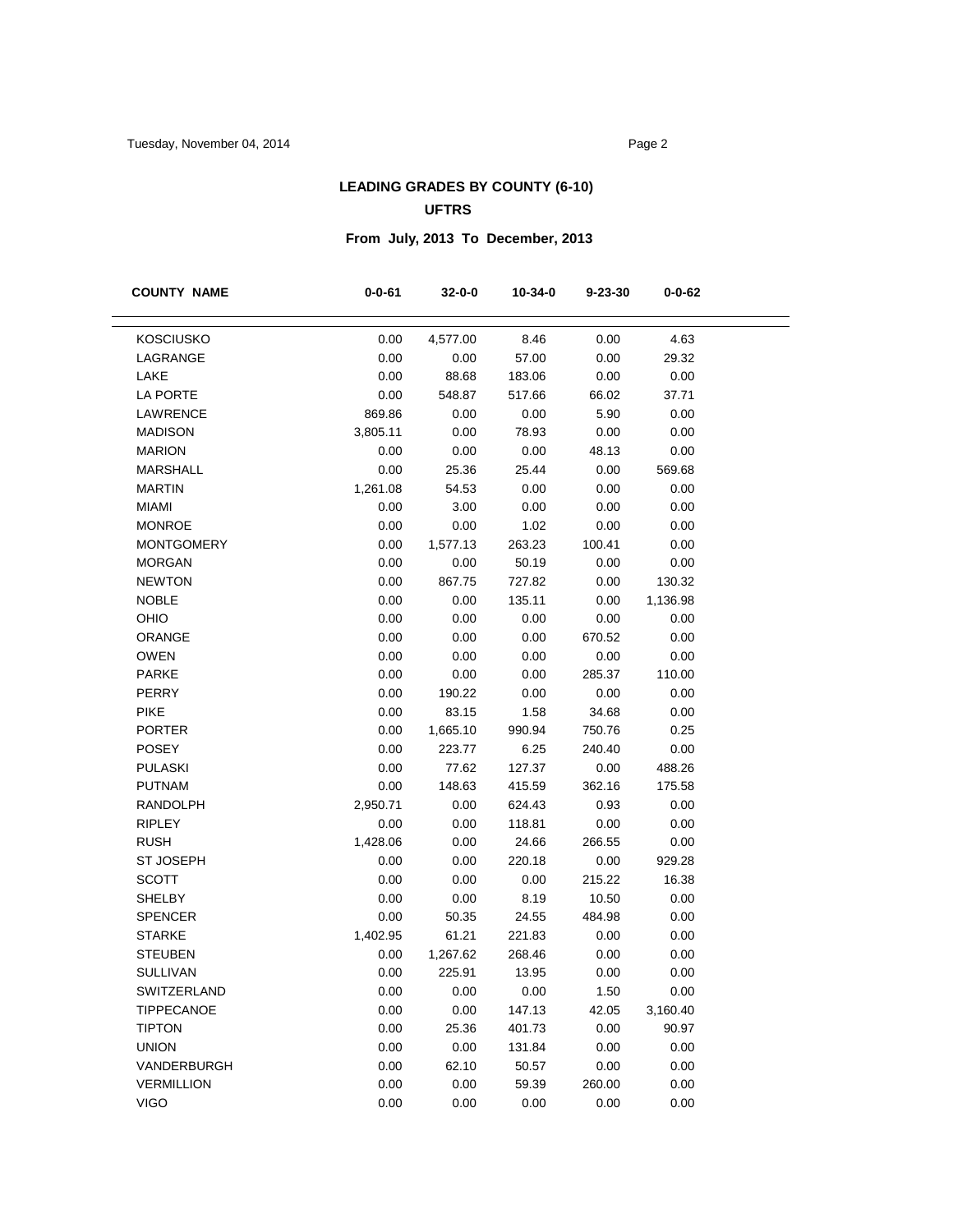## LEADING GRADES BY COUNTY (6-10)

### UFTRS

### From July, 2013 To December, 2013

| COUNTY NAME | 0-0-61 | 32-0-0 | 10-34-0 | 9-23-30 | 0-0-62 |
|---|---|---|---|---|---|
| KOSCIUSKO | 0.00 | 4,577.00 | 8.46 | 0.00 | 4.63 |
| LAGRANGE | 0.00 | 0.00 | 57.00 | 0.00 | 29.32 |
| LAKE | 0.00 | 88.68 | 183.06 | 0.00 | 0.00 |
| LA PORTE | 0.00 | 548.87 | 517.66 | 66.02 | 37.71 |
| LAWRENCE | 869.86 | 0.00 | 0.00 | 5.90 | 0.00 |
| MADISON | 3,805.11 | 0.00 | 78.93 | 0.00 | 0.00 |
| MARION | 0.00 | 0.00 | 0.00 | 48.13 | 0.00 |
| MARSHALL | 0.00 | 25.36 | 25.44 | 0.00 | 569.68 |
| MARTIN | 1,261.08 | 54.53 | 0.00 | 0.00 | 0.00 |
| MIAMI | 0.00 | 3.00 | 0.00 | 0.00 | 0.00 |
| MONROE | 0.00 | 0.00 | 1.02 | 0.00 | 0.00 |
| MONTGOMERY | 0.00 | 1,577.13 | 263.23 | 100.41 | 0.00 |
| MORGAN | 0.00 | 0.00 | 50.19 | 0.00 | 0.00 |
| NEWTON | 0.00 | 867.75 | 727.82 | 0.00 | 130.32 |
| NOBLE | 0.00 | 0.00 | 135.11 | 0.00 | 1,136.98 |
| OHIO | 0.00 | 0.00 | 0.00 | 0.00 | 0.00 |
| ORANGE | 0.00 | 0.00 | 0.00 | 670.52 | 0.00 |
| OWEN | 0.00 | 0.00 | 0.00 | 0.00 | 0.00 |
| PARKE | 0.00 | 0.00 | 0.00 | 285.37 | 110.00 |
| PERRY | 0.00 | 190.22 | 0.00 | 0.00 | 0.00 |
| PIKE | 0.00 | 83.15 | 1.58 | 34.68 | 0.00 |
| PORTER | 0.00 | 1,665.10 | 990.94 | 750.76 | 0.25 |
| POSEY | 0.00 | 223.77 | 6.25 | 240.40 | 0.00 |
| PULASKI | 0.00 | 77.62 | 127.37 | 0.00 | 488.26 |
| PUTNAM | 0.00 | 148.63 | 415.59 | 362.16 | 175.58 |
| RANDOLPH | 2,950.71 | 0.00 | 624.43 | 0.93 | 0.00 |
| RIPLEY | 0.00 | 0.00 | 118.81 | 0.00 | 0.00 |
| RUSH | 1,428.06 | 0.00 | 24.66 | 266.55 | 0.00 |
| ST JOSEPH | 0.00 | 0.00 | 220.18 | 0.00 | 929.28 |
| SCOTT | 0.00 | 0.00 | 0.00 | 215.22 | 16.38 |
| SHELBY | 0.00 | 0.00 | 8.19 | 10.50 | 0.00 |
| SPENCER | 0.00 | 50.35 | 24.55 | 484.98 | 0.00 |
| STARKE | 1,402.95 | 61.21 | 221.83 | 0.00 | 0.00 |
| STEUBEN | 0.00 | 1,267.62 | 268.46 | 0.00 | 0.00 |
| SULLIVAN | 0.00 | 225.91 | 13.95 | 0.00 | 0.00 |
| SWITZERLAND | 0.00 | 0.00 | 0.00 | 1.50 | 0.00 |
| TIPPECANOE | 0.00 | 0.00 | 147.13 | 42.05 | 3,160.40 |
| TIPTON | 0.00 | 25.36 | 401.73 | 0.00 | 90.97 |
| UNION | 0.00 | 0.00 | 131.84 | 0.00 | 0.00 |
| VANDERBURGH | 0.00 | 62.10 | 50.57 | 0.00 | 0.00 |
| VERMILLION | 0.00 | 0.00 | 59.39 | 260.00 | 0.00 |
| VIGO | 0.00 | 0.00 | 0.00 | 0.00 | 0.00 |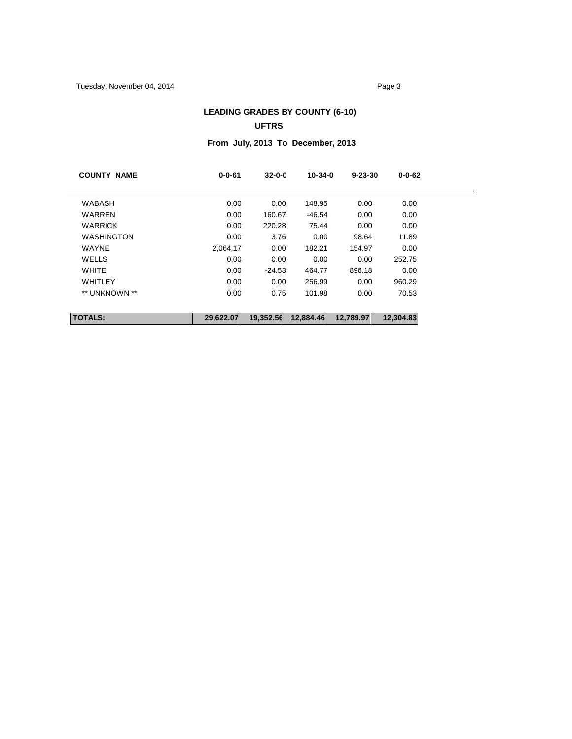## LEADING GRADES BY COUNTY (6-10)

### UFTRS

### From July, 2013 To December, 2013

| COUNTY NAME | 0-0-61 | 32-0-0 | 10-34-0 | 9-23-30 | 0-0-62 |
|---|---|---|---|---|---|
| WABASH | 0.00 | 0.00 | 148.95 | 0.00 | 0.00 |
| WARREN | 0.00 | 160.67 | -46.54 | 0.00 | 0.00 |
| WARRICK | 0.00 | 220.28 | 75.44 | 0.00 | 0.00 |
| WASHINGTON | 0.00 | 3.76 | 0.00 | 98.64 | 11.89 |
| WAYNE | 2,064.17 | 0.00 | 182.21 | 154.97 | 0.00 |
| WELLS | 0.00 | 0.00 | 0.00 | 0.00 | 252.75 |
| WHITE | 0.00 | -24.53 | 464.77 | 896.18 | 0.00 |
| WHITLEY | 0.00 | 0.00 | 256.99 | 0.00 | 960.29 |
| ** UNKNOWN ** | 0.00 | 0.75 | 101.98 | 0.00 | 70.53 |
| **TOTALS:** | **29,622.07** | **19,352.56** | **12,884.46** | **12,789.97** | **12,304.83** |